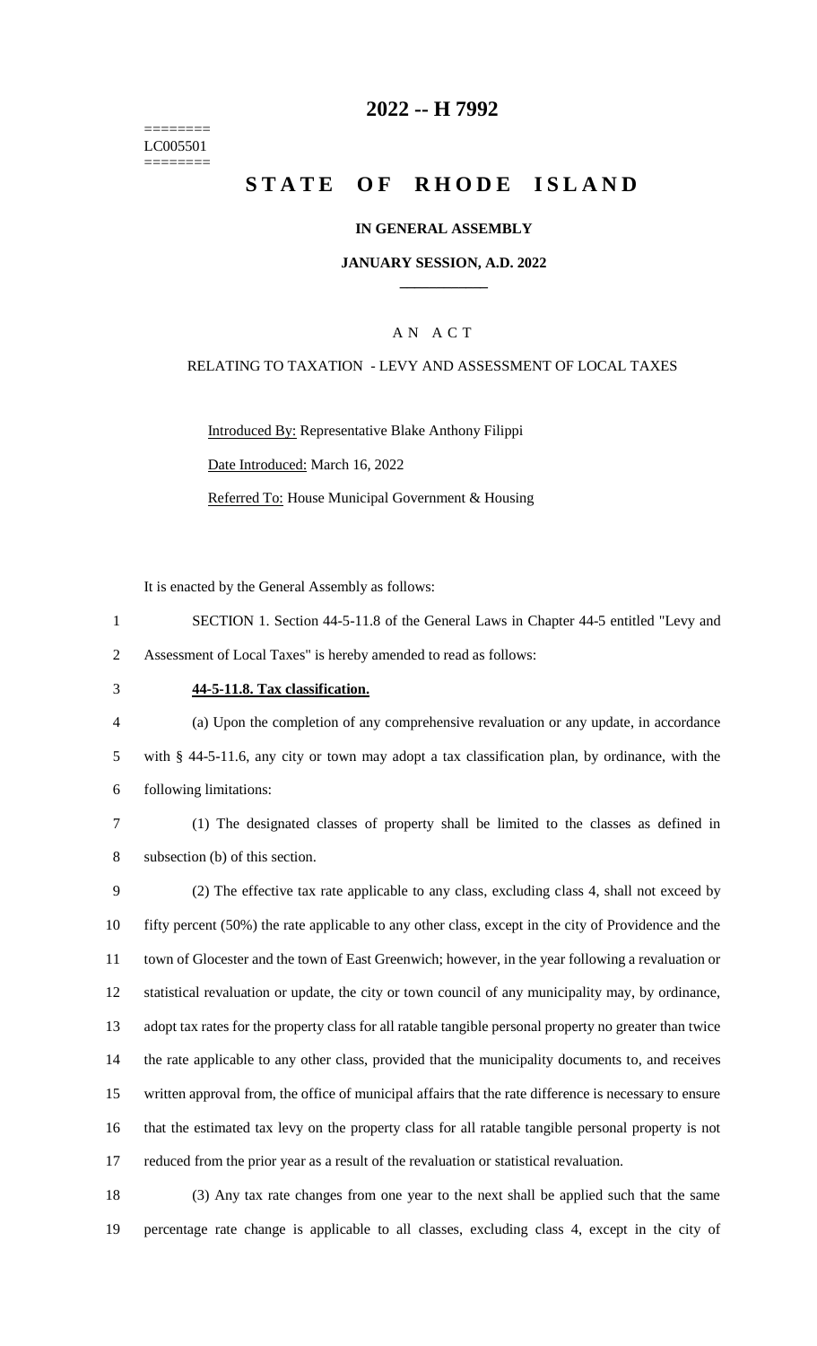========
LC005501
========

# 2022 -- H 7992

# STATE OF RHODE ISLAND

**IN GENERAL ASSEMBLY**

**JANUARY SESSION, A.D. 2022**

____________

A N A C T

RELATING TO TAXATION - LEVY AND ASSESSMENT OF LOCAL TAXES

Introduced By: Representative Blake Anthony Filippi

Date Introduced: March 16, 2022

Referred To: House Municipal Government & Housing

It is enacted by the General Assembly as follows:

1 SECTION 1. Section 44-5-11.8 of the General Laws in Chapter 44-5 entitled "Levy and
2 Assessment of Local Taxes" is hereby amended to read as follows:

3 **44-5-11.8. Tax classification.**

4 (a) Upon the completion of any comprehensive revaluation or any update, in accordance
5 with § 44-5-11.6, any city or town may adopt a tax classification plan, by ordinance, with the
6 following limitations:

7 (1) The designated classes of property shall be limited to the classes as defined in
8 subsection (b) of this section.

9 (2) The effective tax rate applicable to any class, excluding class 4, shall not exceed by
10 fifty percent (50%) the rate applicable to any other class, except in the city of Providence and the
11 town of Glocester and the town of East Greenwich; however, in the year following a revaluation or
12 statistical revaluation or update, the city or town council of any municipality may, by ordinance,
13 adopt tax rates for the property class for all ratable tangible personal property no greater than twice
14 the rate applicable to any other class, provided that the municipality documents to, and receives
15 written approval from, the office of municipal affairs that the rate difference is necessary to ensure
16 that the estimated tax levy on the property class for all ratable tangible personal property is not
17 reduced from the prior year as a result of the revaluation or statistical revaluation.

18 (3) Any tax rate changes from one year to the next shall be applied such that the same
19 percentage rate change is applicable to all classes, excluding class 4, except in the city of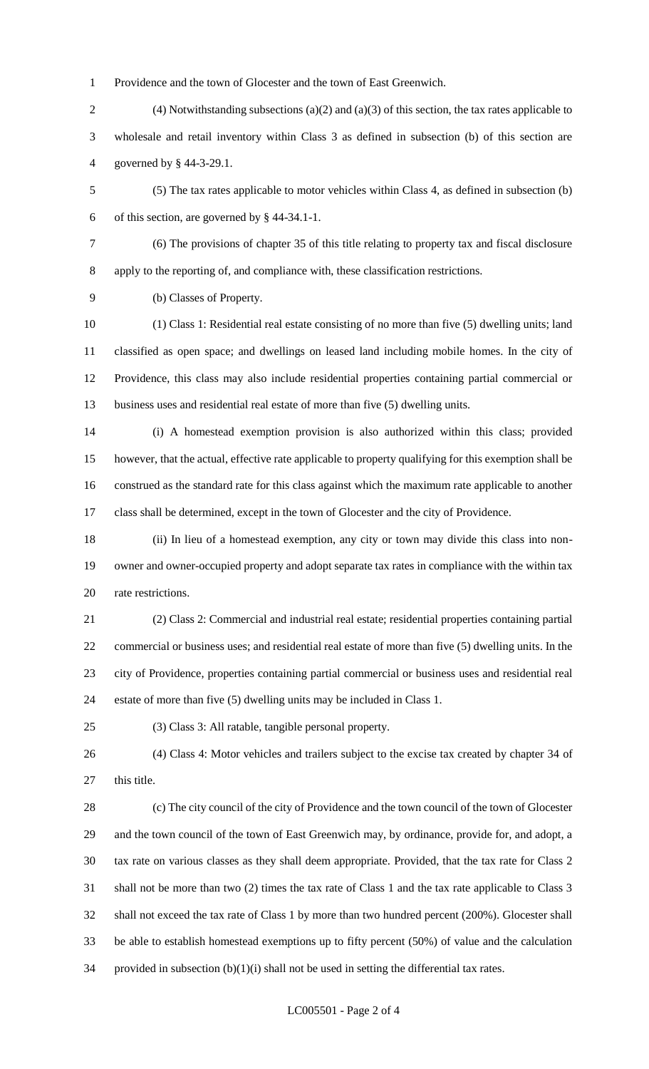Providence and the town of Glocester and the town of East Greenwich.

(4) Notwithstanding subsections (a)(2) and (a)(3) of this section, the tax rates applicable to wholesale and retail inventory within Class 3 as defined in subsection (b) of this section are governed by § 44-3-29.1.

(5) The tax rates applicable to motor vehicles within Class 4, as defined in subsection (b) of this section, are governed by § 44-34.1-1.

(6) The provisions of chapter 35 of this title relating to property tax and fiscal disclosure apply to the reporting of, and compliance with, these classification restrictions.

(b) Classes of Property.

(1) Class 1: Residential real estate consisting of no more than five (5) dwelling units; land classified as open space; and dwellings on leased land including mobile homes. In the city of Providence, this class may also include residential properties containing partial commercial or business uses and residential real estate of more than five (5) dwelling units.

(i) A homestead exemption provision is also authorized within this class; provided however, that the actual, effective rate applicable to property qualifying for this exemption shall be construed as the standard rate for this class against which the maximum rate applicable to another class shall be determined, except in the town of Glocester and the city of Providence.

(ii) In lieu of a homestead exemption, any city or town may divide this class into non-owner and owner-occupied property and adopt separate tax rates in compliance with the within tax rate restrictions.

(2) Class 2: Commercial and industrial real estate; residential properties containing partial commercial or business uses; and residential real estate of more than five (5) dwelling units. In the city of Providence, properties containing partial commercial or business uses and residential real estate of more than five (5) dwelling units may be included in Class 1.

(3) Class 3: All ratable, tangible personal property.

(4) Class 4: Motor vehicles and trailers subject to the excise tax created by chapter 34 of this title.

(c) The city council of the city of Providence and the town council of the town of Glocester and the town council of the town of East Greenwich may, by ordinance, provide for, and adopt, a tax rate on various classes as they shall deem appropriate. Provided, that the tax rate for Class 2 shall not be more than two (2) times the tax rate of Class 1 and the tax rate applicable to Class 3 shall not exceed the tax rate of Class 1 by more than two hundred percent (200%). Glocester shall be able to establish homestead exemptions up to fifty percent (50%) of value and the calculation provided in subsection (b)(1)(i) shall not be used in setting the differential tax rates.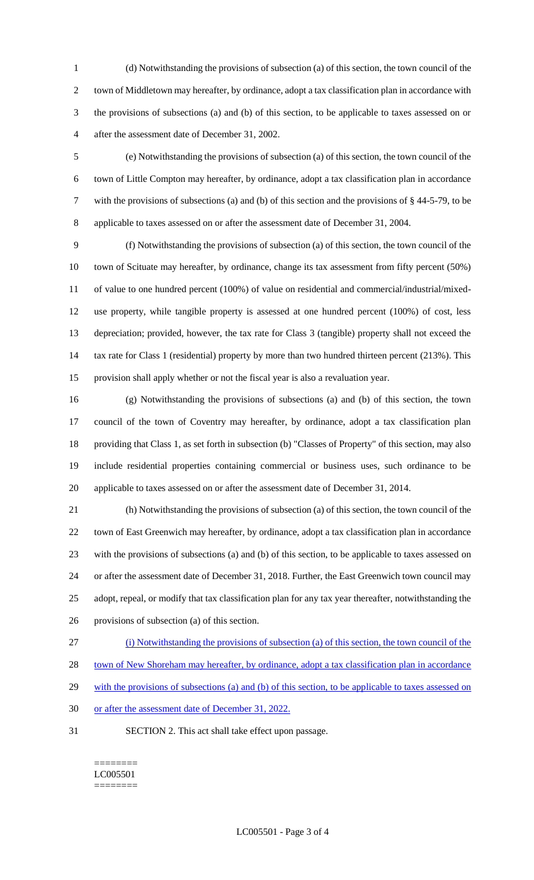(d) Notwithstanding the provisions of subsection (a) of this section, the town council of the town of Middletown may hereafter, by ordinance, adopt a tax classification plan in accordance with the provisions of subsections (a) and (b) of this section, to be applicable to taxes assessed on or after the assessment date of December 31, 2002.

(e) Notwithstanding the provisions of subsection (a) of this section, the town council of the town of Little Compton may hereafter, by ordinance, adopt a tax classification plan in accordance with the provisions of subsections (a) and (b) of this section and the provisions of § 44-5-79, to be applicable to taxes assessed on or after the assessment date of December 31, 2004.

(f) Notwithstanding the provisions of subsection (a) of this section, the town council of the town of Scituate may hereafter, by ordinance, change its tax assessment from fifty percent (50%) of value to one hundred percent (100%) of value on residential and commercial/industrial/mixed-use property, while tangible property is assessed at one hundred percent (100%) of cost, less depreciation; provided, however, the tax rate for Class 3 (tangible) property shall not exceed the tax rate for Class 1 (residential) property by more than two hundred thirteen percent (213%). This provision shall apply whether or not the fiscal year is also a revaluation year.

(g) Notwithstanding the provisions of subsections (a) and (b) of this section, the town council of the town of Coventry may hereafter, by ordinance, adopt a tax classification plan providing that Class 1, as set forth in subsection (b) "Classes of Property" of this section, may also include residential properties containing commercial or business uses, such ordinance to be applicable to taxes assessed on or after the assessment date of December 31, 2014.

(h) Notwithstanding the provisions of subsection (a) of this section, the town council of the town of East Greenwich may hereafter, by ordinance, adopt a tax classification plan in accordance with the provisions of subsections (a) and (b) of this section, to be applicable to taxes assessed on or after the assessment date of December 31, 2018. Further, the East Greenwich town council may adopt, repeal, or modify that tax classification plan for any tax year thereafter, notwithstanding the provisions of subsection (a) of this section.

(i) Notwithstanding the provisions of subsection (a) of this section, the town council of the town of New Shoreham may hereafter, by ordinance, adopt a tax classification plan in accordance with the provisions of subsections (a) and (b) of this section, to be applicable to taxes assessed on or after the assessment date of December 31, 2022.

SECTION 2. This act shall take effect upon passage.

========
LC005501
========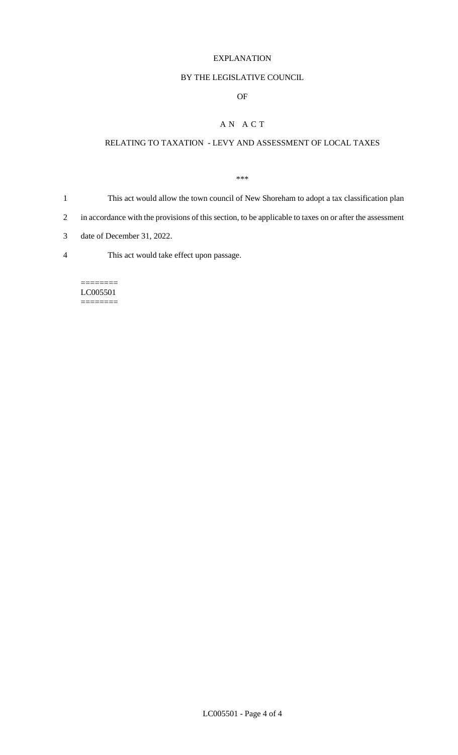EXPLANATION

BY THE LEGISLATIVE COUNCIL

OF

A N A C T

RELATING TO TAXATION - LEVY AND ASSESSMENT OF LOCAL TAXES

\*\*\*

This act would allow the town council of New Shoreham to adopt a tax classification plan in accordance with the provisions of this section, to be applicable to taxes on or after the assessment date of December 31, 2022.

This act would take effect upon passage.

========
LC005501
========